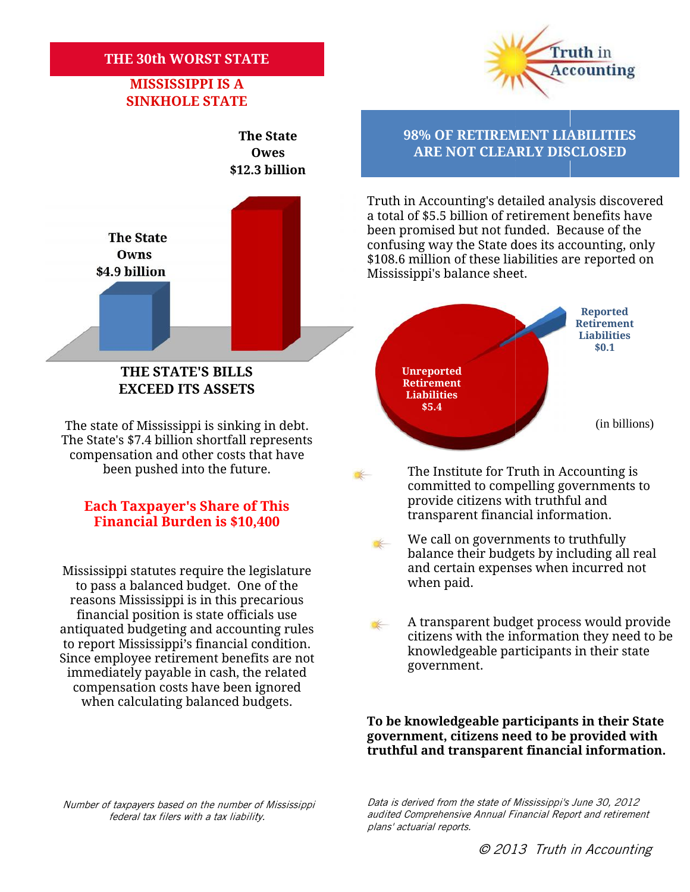# THE 30th WORST STATE

## MISSISSIPPI IS A SINKHOLE STATE

**The State Owes $12.3 billion**

**The State Owns $4.9 billion**

**THE STATE'S BILLS EXCEED ITS ASSETS**

The state of Mississippi is sinking in debt. The State's $7.4 billion shortfall represents compensation and other costs that have been pushed into the future.

**Each Taxpayer's Share of This Financial Burden is $10,400**

Mississippi statutes require the legislature to pass a balanced budget. One of the reasons Mississippi is in this precarious financial position is state officials use antiquated budgeting and accounting rules to report Mississippi's financial condition. Since employee retirement benefits are not immediately payable in cash, the related compensation costs have been ignored when calculating balanced budgets.

*Number of taxpayers based on the number of Mississippi federal tax filers with a tax liability.*

# Truth in Accounting

## 98% OF RETIREMENT LIABILITIES ARE NOT CLEARLY DISCLOSED

Truth in Accounting's detailed analysis discovered a total of $5.5 billion of retirement benefits have been promised but not funded. Because of the confusing way the State does its accounting, only $108.6 million of these liabilities are reported on Mississippi's balance sheet.

**Reported Retirement Liabilities $0.1**

**Unreported Retirement Liabilities $5.4**

(in billions)

- The Institute for Truth in Accounting is committed to compelling governments to provide citizens with truthful and transparent financial information.
- We call on governments to truthfully balance their budgets by including all real and certain expenses when incurred not when paid.
- A transparent budget process would provide citizens with the information they need to be knowledgeable participants in their state government.

**To be knowledgeable participants in their State government, citizens need to be provided with truthful and transparent financial information.**

*Data is derived from the state of Mississippi's June 30, 2012 audited Comprehensive Annual Financial Report and retirement plans' actuarial reports.*

© 2013 Truth in Accounting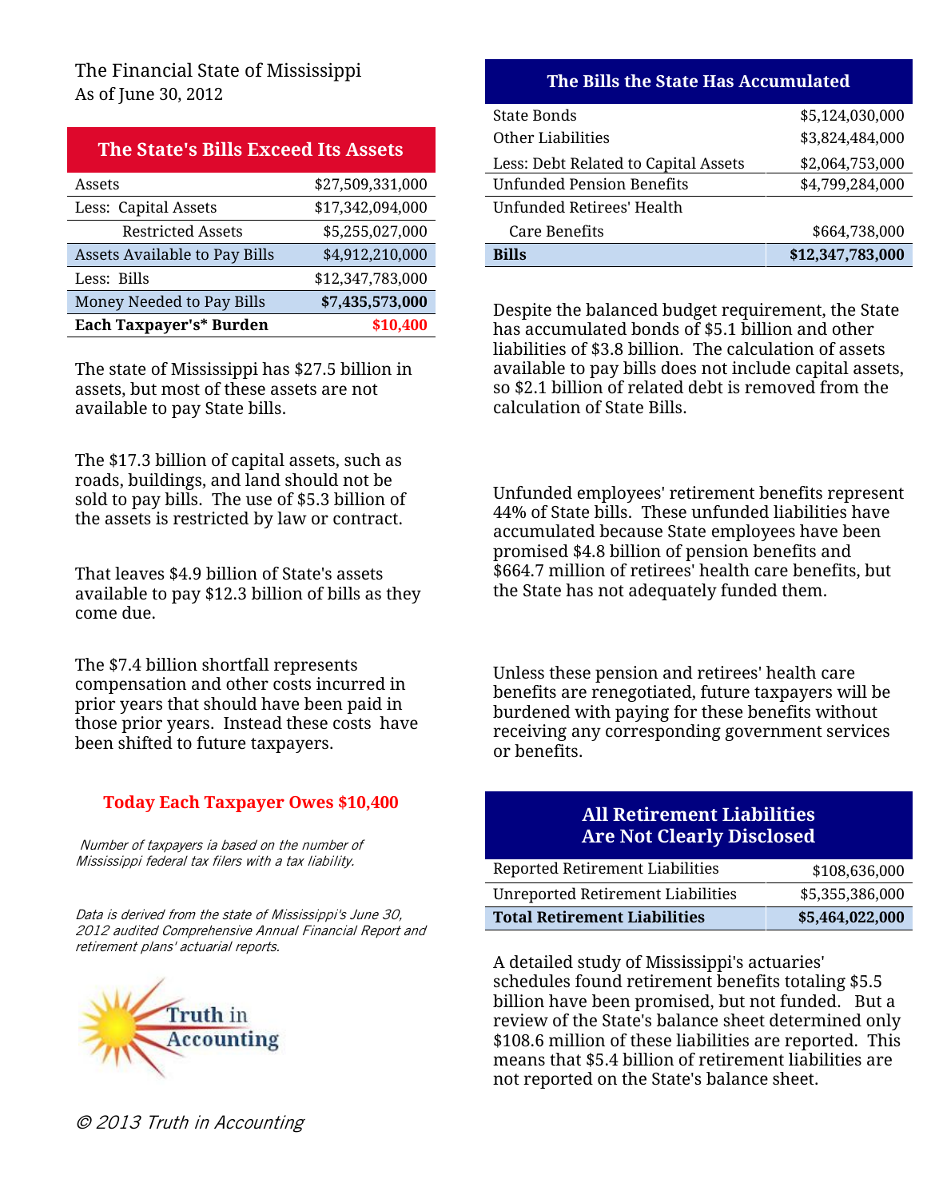The Financial State of Mississippi
As of June 30, 2012

## The State's Bills Exceed Its Assets

| | |
|---|---|
| Assets | $27,509,331,000 |
| Less: Capital Assets | $17,342,094,000 |
| Restricted Assets | $5,255,027,000 |
| Assets Available to Pay Bills | $4,912,210,000 |
| Less: Bills | $12,347,783,000 |
| Money Needed to Pay Bills | **$7,435,573,000** |
| **Each Taxpayer's* Burden** | **$10,400** |

The state of Mississippi has $27.5 billion in assets, but most of these assets are not available to pay State bills.

The $17.3 billion of capital assets, such as roads, buildings, and land should not be sold to pay bills. The use of $5.3 billion of the assets is restricted by law or contract.

That leaves $4.9 billion of State's assets available to pay $12.3 billion of bills as they come due.

The $7.4 billion shortfall represents compensation and other costs incurred in prior years that should have been paid in those prior years. Instead these costs have been shifted to future taxpayers.

**Today Each Taxpayer Owes $10,400**

*Number of taxpayers ia based on the number of Mississippi federal tax filers with a tax liability.*

*Data is derived from the state of Mississippi's June 30, 2012 audited Comprehensive Annual Financial Report and retirement plans' actuarial reports.*

Truth in Accounting

## The Bills the State Has Accumulated

| | |
|---|---|
| State Bonds | $5,124,030,000 |
| Other Liabilities | $3,824,484,000 |
| Less: Debt Related to Capital Assets | $2,064,753,000 |
| Unfunded Pension Benefits | $4,799,284,000 |
| Unfunded Retirees' Health Care Benefits | $664,738,000 |
| **Bills** | **$12,347,783,000** |

Despite the balanced budget requirement, the State has accumulated bonds of $5.1 billion and other liabilities of $3.8 billion. The calculation of assets available to pay bills does not include capital assets, so $2.1 billion of related debt is removed from the calculation of State Bills.

Unfunded employees' retirement benefits represent 44% of State bills. These unfunded liabilities have accumulated because State employees have been promised $4.8 billion of pension benefits and $664.7 million of retirees' health care benefits, but the State has not adequately funded them.

Unless these pension and retirees' health care benefits are renegotiated, future taxpayers will be burdened with paying for these benefits without receiving any corresponding government services or benefits.

## All Retirement Liabilities Are Not Clearly Disclosed

| | |
|---|---|
| Reported Retirement Liabilities | $108,636,000 |
| Unreported Retirement Liabilities | $5,355,386,000 |
| **Total Retirement Liabilities** | **$5,464,022,000** |

A detailed study of Mississippi's actuaries' schedules found retirement benefits totaling $5.5 billion have been promised, but not funded. But a review of the State's balance sheet determined only $108.6 million of these liabilities are reported. This means that $5.4 billion of retirement liabilities are not reported on the State's balance sheet.

© 2013 Truth in Accounting